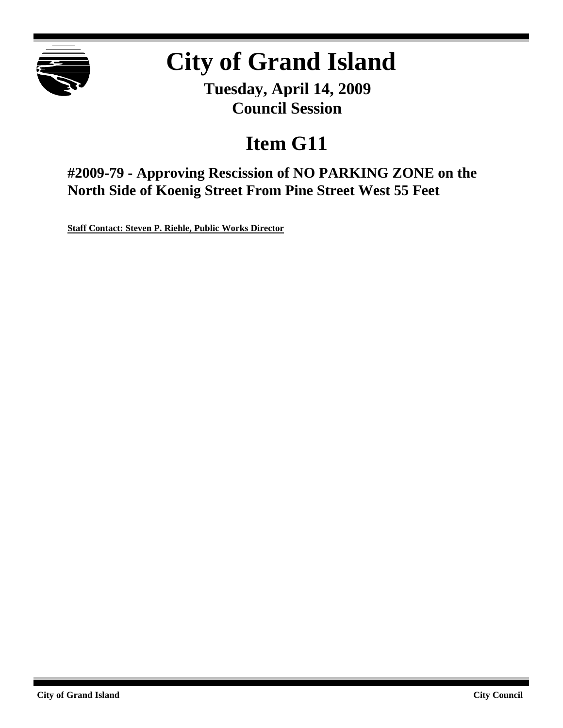# City of Grand Island

**Tuesday, April 14, 2009**
**Council Session**

# Item G11

## #2009-79 - Approving Rescission of NO PARKING ZONE on the North Side of Koenig Street From Pine Street West 55 Feet

**Staff Contact: Steven P. Riehle, Public Works Director**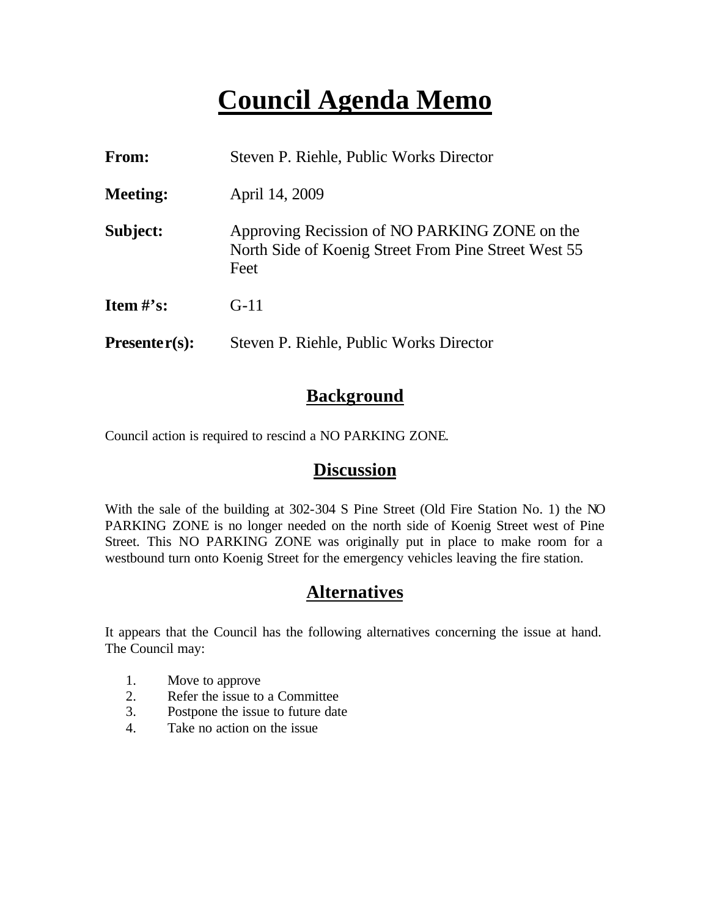# Council Agenda Memo

**From:** Steven P. Riehle, Public Works Director

**Meeting:** April 14, 2009

**Subject:** Approving Recission of NO PARKING ZONE on the North Side of Koenig Street From Pine Street West 55 Feet

**Item #'s:** G-11

**Presenter(s):** Steven P. Riehle, Public Works Director

## Background

Council action is required to rescind a NO PARKING ZONE.

## Discussion

With the sale of the building at 302-304 S Pine Street (Old Fire Station No. 1) the NO PARKING ZONE is no longer needed on the north side of Koenig Street west of Pine Street. This NO PARKING ZONE was originally put in place to make room for a westbound turn onto Koenig Street for the emergency vehicles leaving the fire station.

## Alternatives

It appears that the Council has the following alternatives concerning the issue at hand. The Council may:

1. Move to approve
2. Refer the issue to a Committee
3. Postpone the issue to future date
4. Take no action on the issue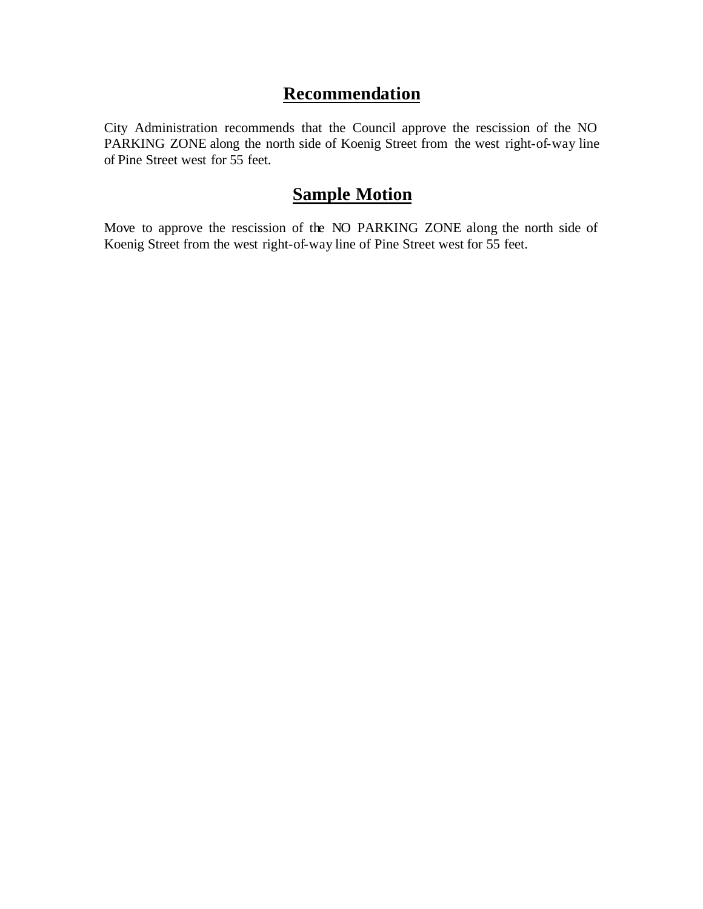## Recommendation

City Administration recommends that the Council approve the rescission of the NO PARKING ZONE along the north side of Koenig Street from the west right-of-way line of Pine Street west for 55 feet.

## Sample Motion

Move to approve the rescission of the NO PARKING ZONE along the north side of Koenig Street from the west right-of-way line of Pine Street west for 55 feet.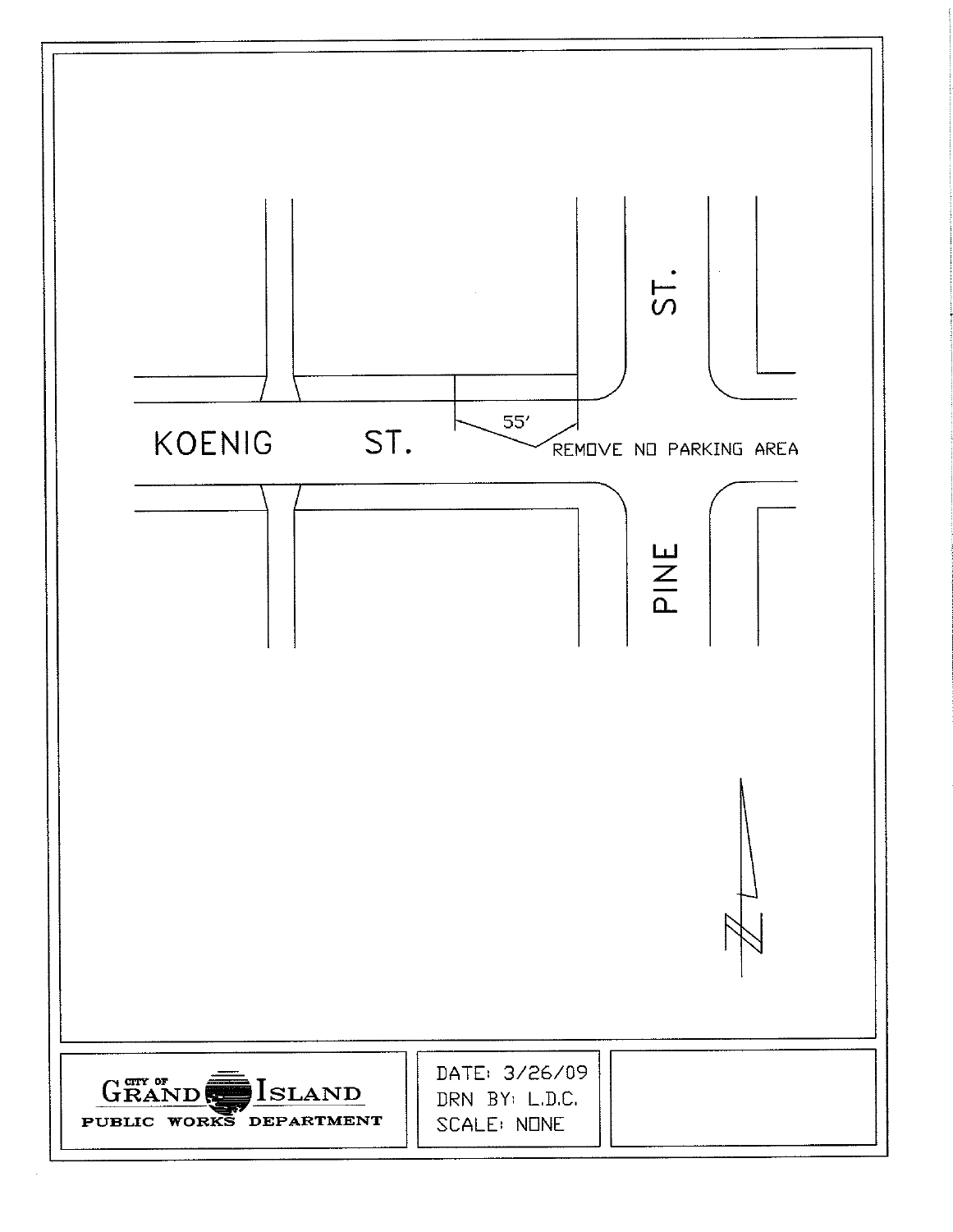KOENIG ST.

PINE ST.

55'

REMOVE NO PARKING AREA

CITY OF GRAND ISLAND

PUBLIC WORKS DEPARTMENT

DATE: 3/26/09

DRN BY: L.D.C.

SCALE: NONE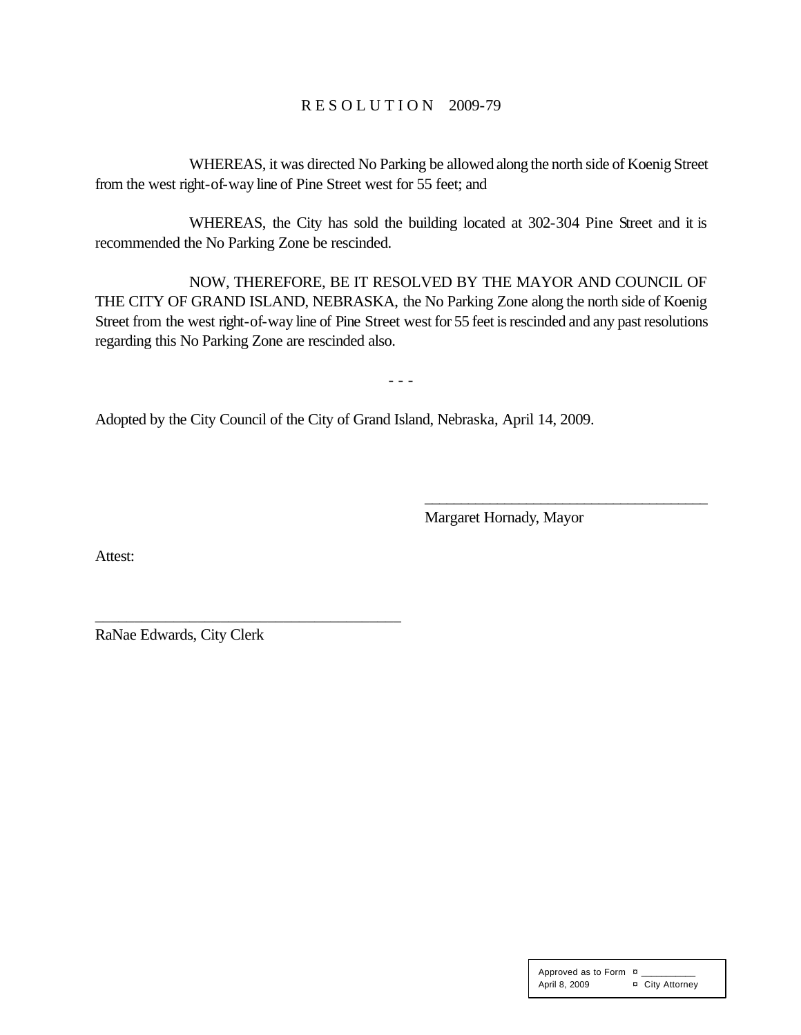# R E S O L U T I O N 2009-79

WHEREAS, it was directed No Parking be allowed along the north side of Koenig Street from the west right-of-way line of Pine Street west for 55 feet; and

WHEREAS, the City has sold the building located at 302-304 Pine Street and it is recommended the No Parking Zone be rescinded.

NOW, THEREFORE, BE IT RESOLVED BY THE MAYOR AND COUNCIL OF THE CITY OF GRAND ISLAND, NEBRASKA, the No Parking Zone along the north side of Koenig Street from the west right-of-way line of Pine Street west for 55 feet is rescinded and any past resolutions regarding this No Parking Zone are rescinded also.

\- - -

Adopted by the City Council of the City of Grand Island, Nebraska, April 14, 2009.

\_\_\_\_\_\_\_\_\_\_\_\_\_\_\_\_\_\_\_\_\_\_\_\_\_\_\_\_\_\_\_\_\_\_\_\_\_\_
Margaret Hornady, Mayor

Attest:

\_\_\_\_\_\_\_\_\_\_\_\_\_\_\_\_\_\_\_\_\_\_\_\_\_\_\_\_\_\_\_\_\_\_\_\_\_\_
RaNae Edwards, City Clerk

| | |
|---|---|
| Approved as to Form | ¤ \_\_\_\_\_\_\_\_\_\_ |
| April 8, 2009 | ¤ City Attorney |